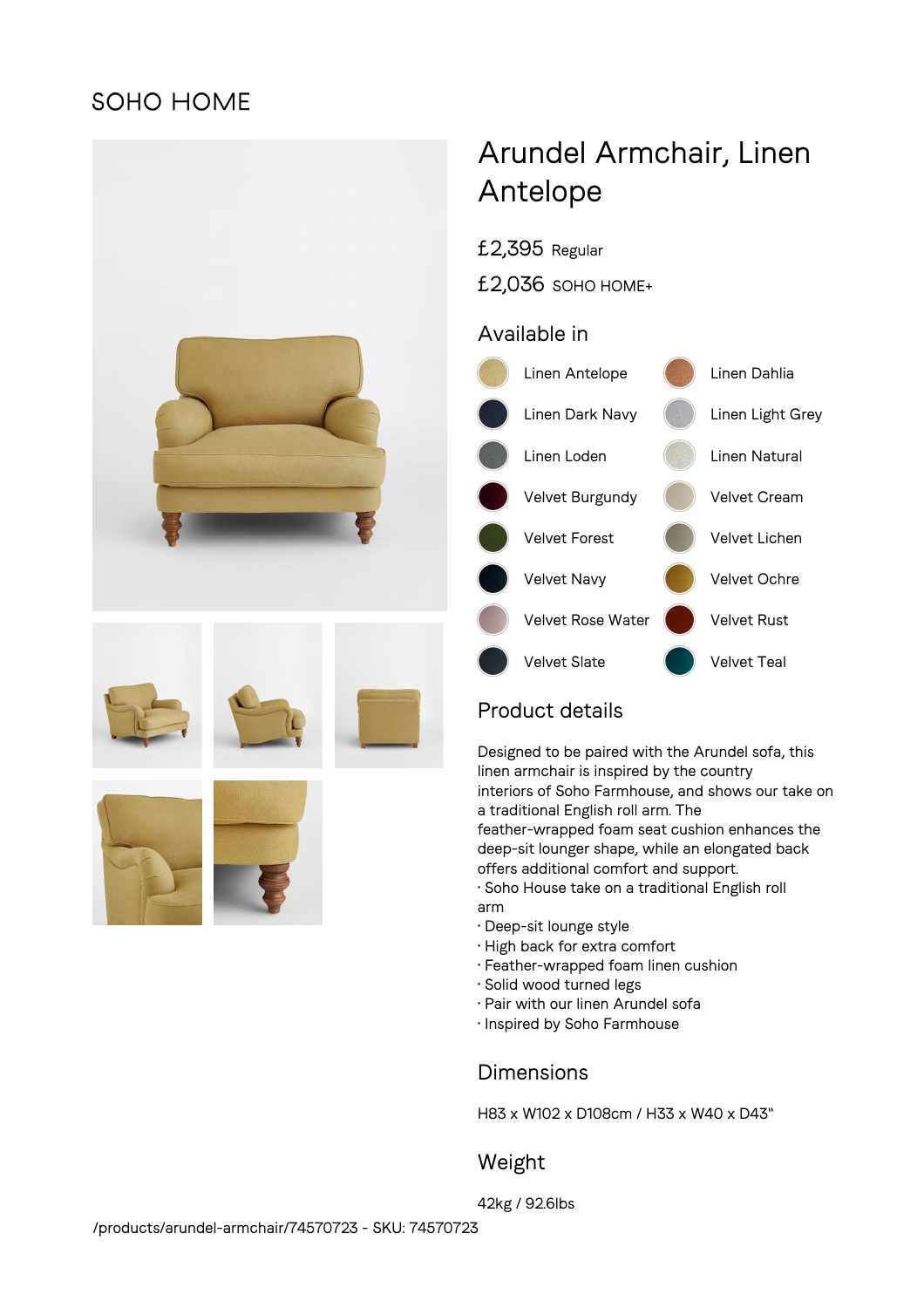SOHO HOME

# Arundel Armchair, Linen Antelope

£2,395 Regular

£2,036 SOHO HOME+

## Available in

- Linen Antelope
- Linen Dahlia
- Linen Dark Navy
- Linen Light Grey
- Linen Loden
- Linen Natural
- Velvet Burgundy
- Velvet Cream
- Velvet Forest
- Velvet Lichen
- Velvet Navy
- Velvet Ochre
- Velvet Rose Water
- Velvet Rust
- Velvet Slate
- Velvet Teal

## Product details

Designed to be paired with the Arundel sofa, this linen armchair is inspired by the country interiors of Soho Farmhouse, and shows our take on a traditional English roll arm. The feather-wrapped foam seat cushion enhances the deep-sit lounger shape, while an elongated back offers additional comfort and support.

- Soho House take on a traditional English roll arm
- Deep-sit lounge style
- High back for extra comfort
- Feather-wrapped foam linen cushion
- Solid wood turned legs
- Pair with our linen Arundel sofa
- Inspired by Soho Farmhouse

## Dimensions

H83 x W102 x D108cm / H33 x W40 x D43"

## Weight

42kg / 92.6lbs

/products/arundel-armchair/74570723 - SKU: 74570723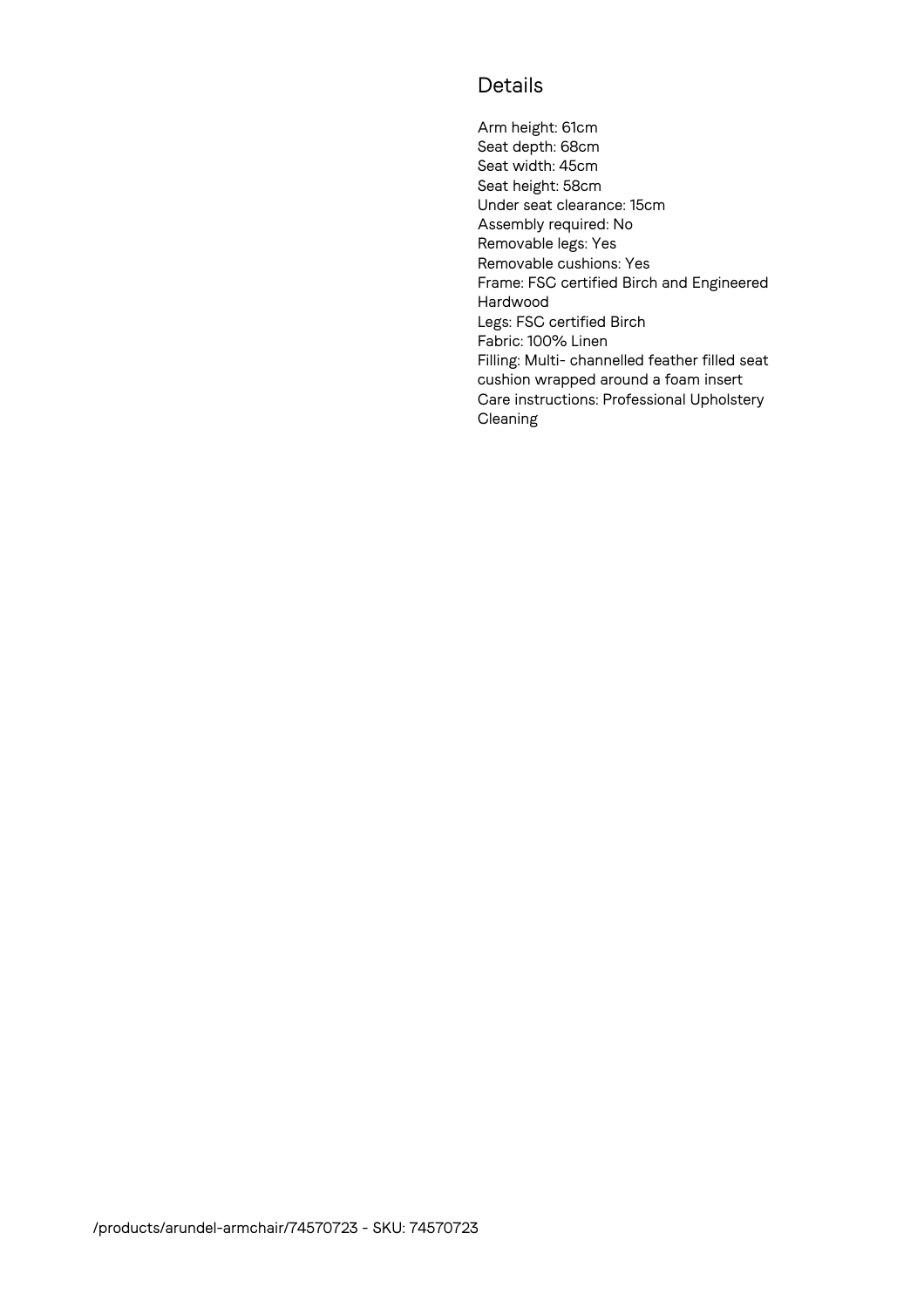## Details

Arm height: 61cm
Seat depth: 68cm
Seat width: 45cm
Seat height: 58cm
Under seat clearance: 15cm
Assembly required: No
Removable legs: Yes
Removable cushions: Yes
Frame: FSC certified Birch and Engineered Hardwood
Legs: FSC certified Birch
Fabric: 100% Linen
Filling: Multi- channelled feather filled seat cushion wrapped around a foam insert
Care instructions: Professional Upholstery Cleaning

/products/arundel-armchair/74570723 - SKU: 74570723